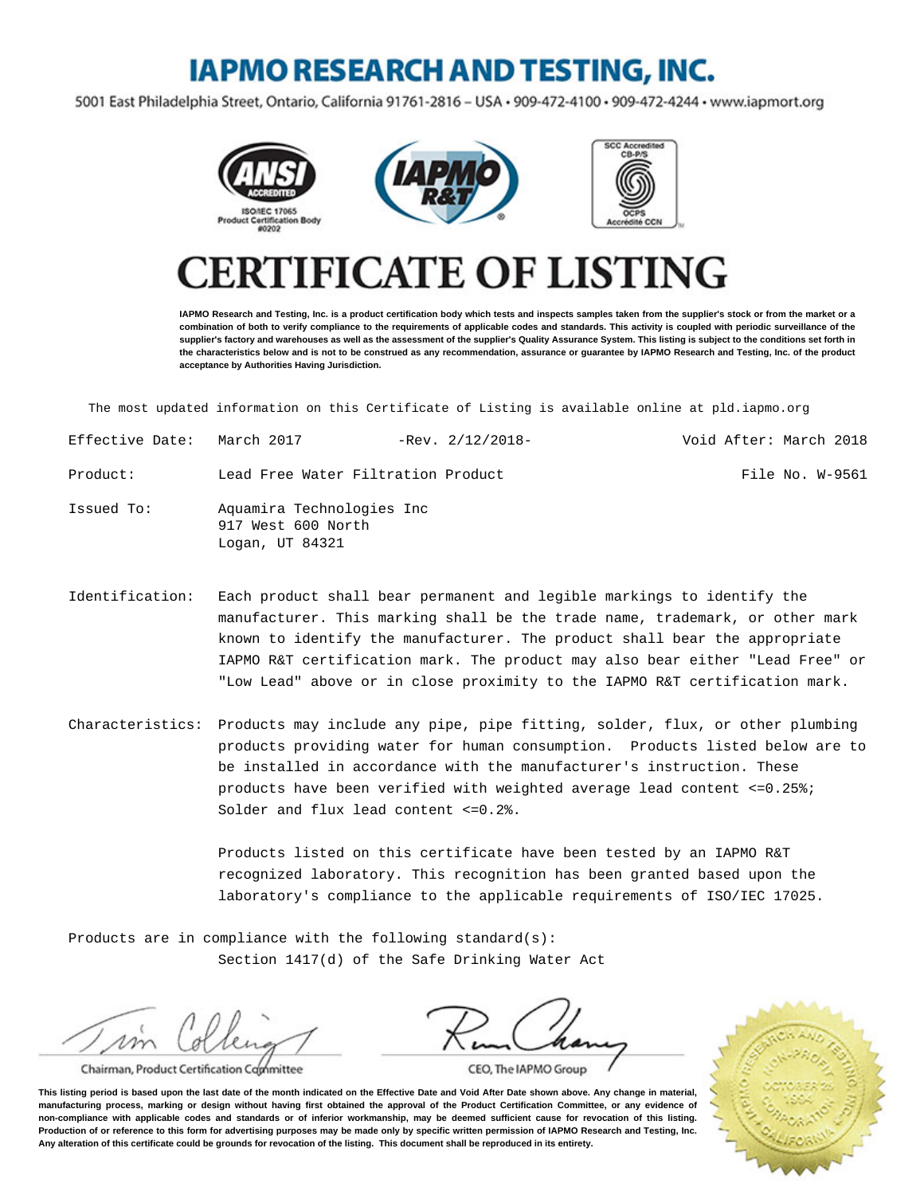# IAPMO RESEARCH AND TESTING, INC.

5001 East Philadelphia Street, Ontario, California 91761-2816 – USA • 909-472-4100 • 909-472-4244 • www.iapmort.org

ANSI ACCREDITED ISO/IEC 17065 Product Certification Body #0202

SCC Accredited CB-P/S OCPS Accrédité CCN

# CERTIFICATE OF LISTING

**IAPMO Research and Testing, Inc. is a product certification body which tests and inspects samples taken from the supplier's stock or from the market or a combination of both to verify compliance to the requirements of applicable codes and standards. This activity is coupled with periodic surveillance of the supplier's factory and warehouses as well as the assessment of the supplier's Quality Assurance System. This listing is subject to the conditions set forth in the characteristics below and is not to be construed as any recommendation, assurance or guarantee by IAPMO Research and Testing, Inc. of the product acceptance by Authorities Having Jurisdiction.**

The most updated information on this Certificate of Listing is available online at pld.iapmo.org

Effective Date: March 2017 -Rev. 2/12/2018- Void After: March 2018

Product: Lead Free Water Filtration Product File No. W-9561

Issued To: Aquamira Technologies Inc
917 West 600 North
Logan, UT 84321

Identification: Each product shall bear permanent and legible markings to identify the manufacturer. This marking shall be the trade name, trademark, or other mark known to identify the manufacturer. The product shall bear the appropriate IAPMO R&T certification mark. The product may also bear either "Lead Free" or "Low Lead" above or in close proximity to the IAPMO R&T certification mark.

Characteristics: Products may include any pipe, pipe fitting, solder, flux, or other plumbing products providing water for human consumption. Products listed below are to be installed in accordance with the manufacturer's instruction. These products have been verified with weighted average lead content <=0.25%; Solder and flux lead content <=0.2%.

Products listed on this certificate have been tested by an IAPMO R&T recognized laboratory. This recognition has been granted based upon the laboratory's compliance to the applicable requirements of ISO/IEC 17025.

Products are in compliance with the following standard(s):
Section 1417(d) of the Safe Drinking Water Act

Chairman, Product Certification Committee

CEO, The IAPMO Group

**This listing period is based upon the last date of the month indicated on the Effective Date and Void After Date shown above. Any change in material, manufacturing process, marking or design without having first obtained the approval of the Product Certification Committee, or any evidence of non-compliance with applicable codes and standards or of inferior workmanship, may be deemed sufficient cause for revocation of this listing. Production of or reference to this form for advertising purposes may be made only by specific written permission of IAPMO Research and Testing, Inc. Any alteration of this certificate could be grounds for revocation of the listing. This document shall be reproduced in its entirety.**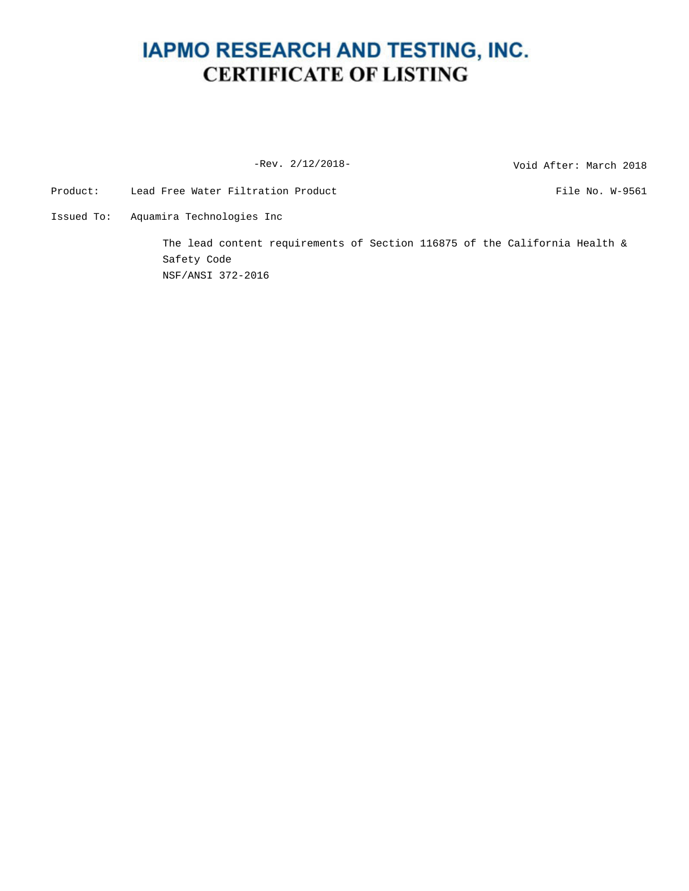# IAPMO RESEARCH AND TESTING, INC.

## CERTIFICATE OF LISTING

-Rev. 2/12/2018-

Void After: March 2018

Product: Lead Free Water Filtration Product

File No. W-9561

Issued To: Aquamira Technologies Inc

The lead content requirements of Section 116875 of the California Health & Safety Code

NSF/ANSI 372-2016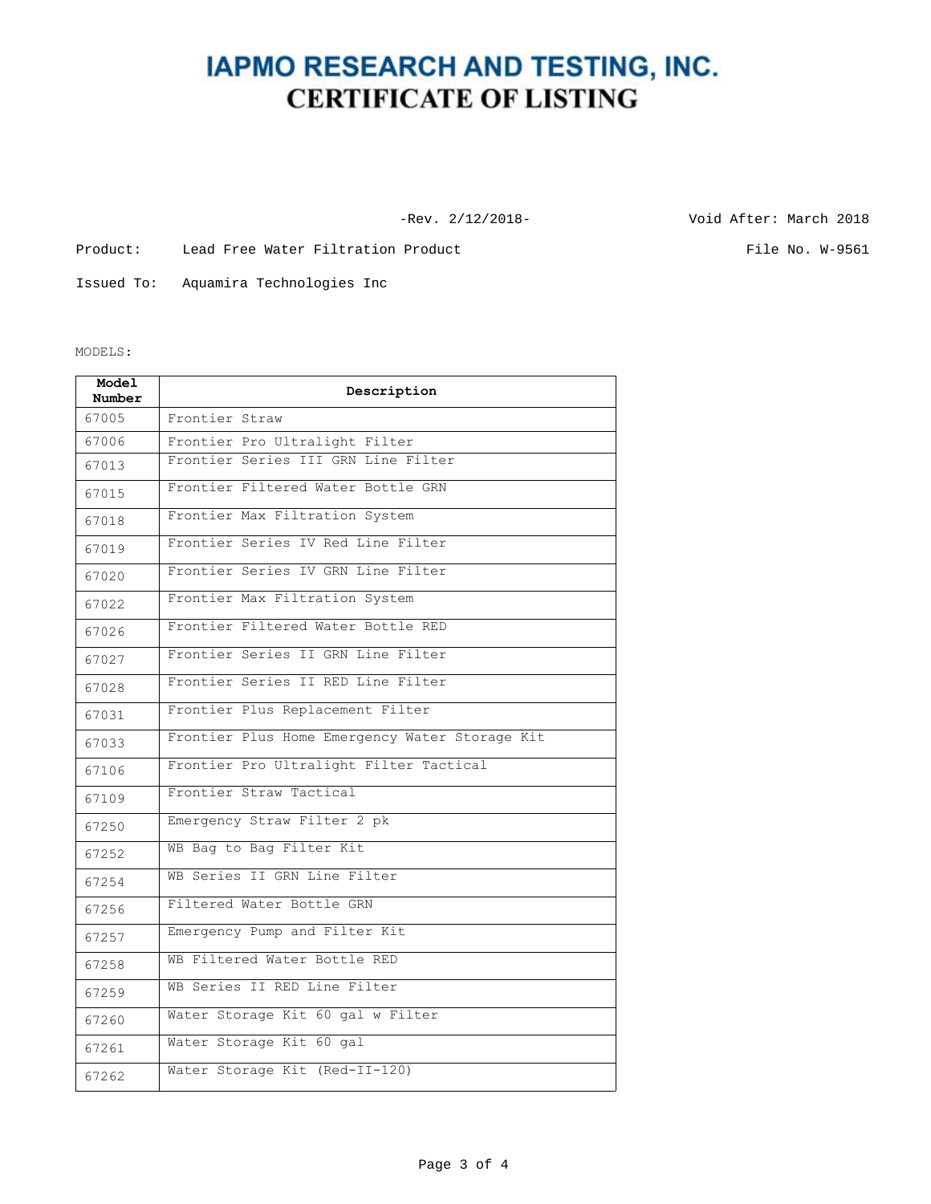# IAPMO RESEARCH AND TESTING, INC.
## CERTIFICATE OF LISTING

-Rev. 2/12/2018-

Void After: March 2018

Product: Lead Free Water Filtration Product

File No. W-9561

Issued To: Aquamira Technologies Inc

MODELS:

| Model Number | Description |
|---|---|
| 67005 | Frontier Straw |
| 67006 | Frontier Pro Ultralight Filter |
| 67013 | Frontier Series III GRN Line Filter |
| 67015 | Frontier Filtered Water Bottle GRN |
| 67018 | Frontier Max Filtration System |
| 67019 | Frontier Series IV Red Line Filter |
| 67020 | Frontier Series IV GRN Line Filter |
| 67022 | Frontier Max Filtration System |
| 67026 | Frontier Filtered Water Bottle RED |
| 67027 | Frontier Series II GRN Line Filter |
| 67028 | Frontier Series II RED Line Filter |
| 67031 | Frontier Plus Replacement Filter |
| 67033 | Frontier Plus Home Emergency Water Storage Kit |
| 67106 | Frontier Pro Ultralight Filter Tactical |
| 67109 | Frontier Straw Tactical |
| 67250 | Emergency Straw Filter 2 pk |
| 67252 | WB Bag to Bag Filter Kit |
| 67254 | WB Series II GRN Line Filter |
| 67256 | Filtered Water Bottle GRN |
| 67257 | Emergency Pump and Filter Kit |
| 67258 | WB Filtered Water Bottle RED |
| 67259 | WB Series II RED Line Filter |
| 67260 | Water Storage Kit 60 gal w Filter |
| 67261 | Water Storage Kit 60 gal |
| 67262 | Water Storage Kit (Red-II-120) |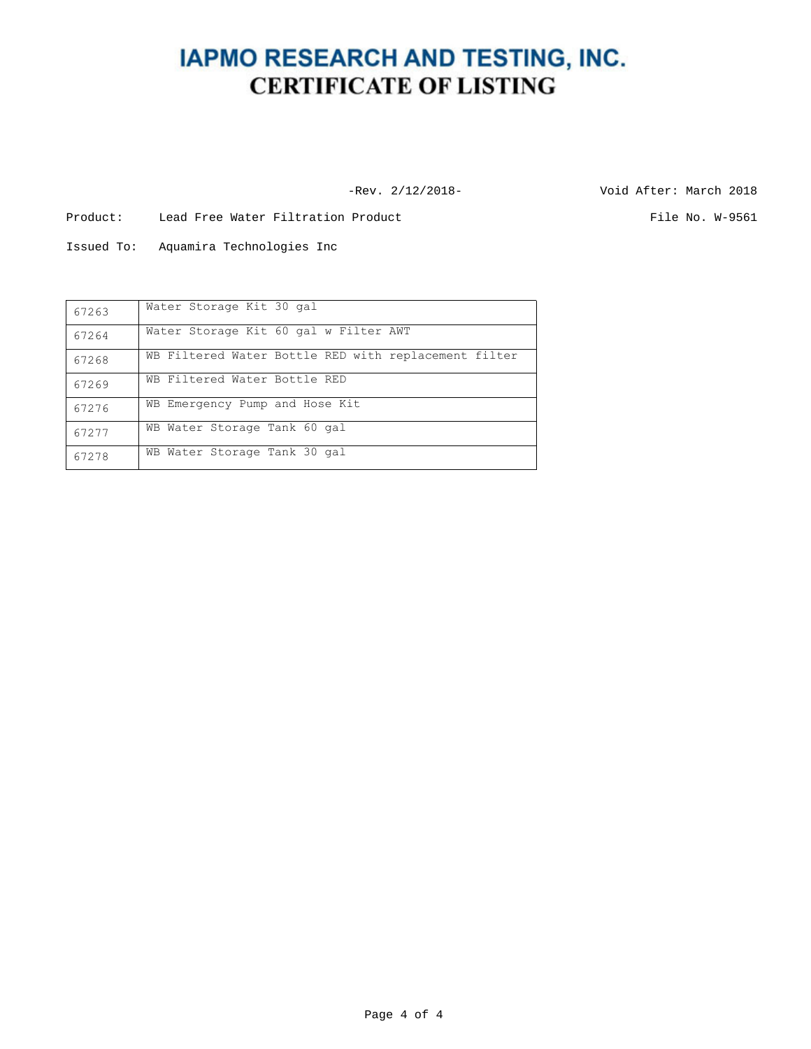# IAPMO RESEARCH AND TESTING, INC.
# CERTIFICATE OF LISTING

-Rev. 2/12/2018- Void After: March 2018

Product: Lead Free Water Filtration Product File No. W-9561

Issued To: Aquamira Technologies Inc

| | |
|---|---|
| 67263 | Water Storage Kit 30 gal |
| 67264 | Water Storage Kit 60 gal w Filter AWT |
| 67268 | WB Filtered Water Bottle RED with replacement filter |
| 67269 | WB Filtered Water Bottle RED |
| 67276 | WB Emergency Pump and Hose Kit |
| 67277 | WB Water Storage Tank 60 gal |
| 67278 | WB Water Storage Tank 30 gal |